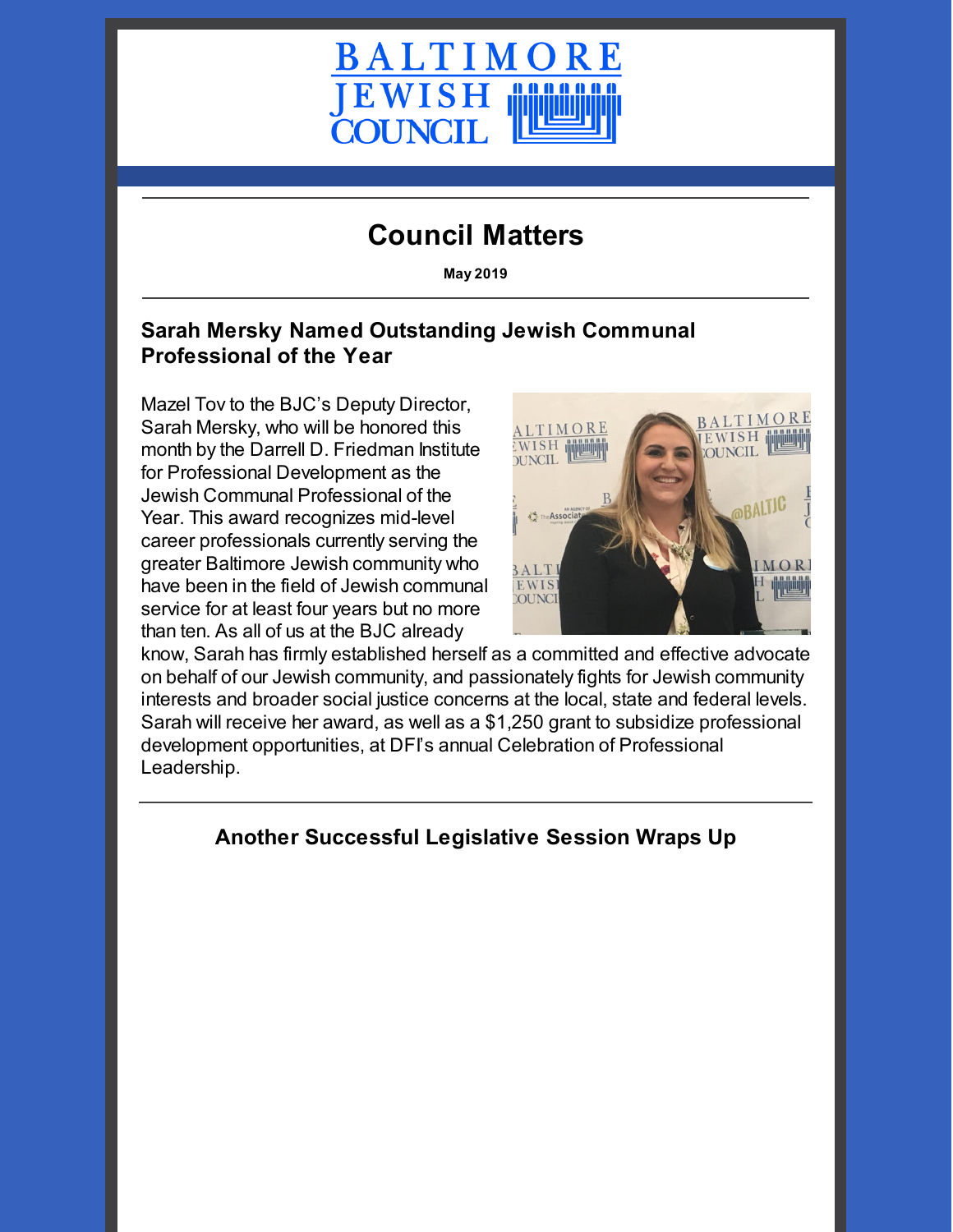# Council Matters

**May 2019**

## Sarah Mersky Named Outstanding Jewish Communal Professional of the Year

Mazel Tov to the BJC's Deputy Director, Sarah Mersky, who will be honored this month by the Darrell D. Friedman Institute for Professional Development as the Jewish Communal Professional of the Year. This award recognizes mid-level career professionals currently serving the greater Baltimore Jewish community who have been in the field of Jewish communal service for at least four years but no more than ten. As all of us at the BJC already know, Sarah has firmly established herself as a committed and effective advocate on behalf of our Jewish community, and passionately fights for Jewish community interests and broader social justice concerns at the local, state and federal levels. Sarah will receive her award, as well as a $1,250 grant to subsidize professional development opportunities, at DFI's annual Celebration of Professional Leadership.

## Another Successful Legislative Session Wraps Up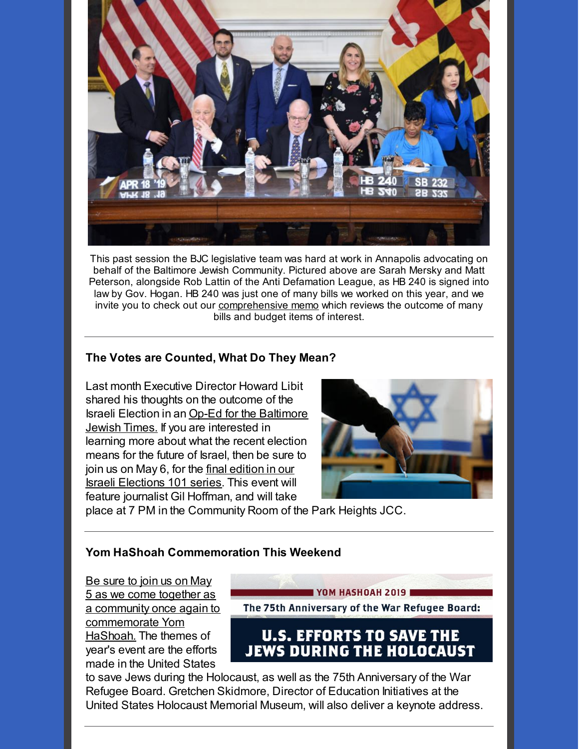This past session the BJC legislative team was hard at work in Annapolis advocating on behalf of the Baltimore Jewish Community. Pictured above are Sarah Mersky and Matt Peterson, alongside Rob Lattin of the Anti Defamation League, as HB 240 is signed into law by Gov. Hogan. HB 240 was just one of many bills we worked on this year, and we invite you to check out our comprehensive memo which reviews the outcome of many bills and budget items of interest.

---

### The Votes are Counted, What Do They Mean?

Last month Executive Director Howard Libit shared his thoughts on the outcome of the Israeli Election in an Op-Ed for the Baltimore Jewish Times. If you are interested in learning more about what the recent election means for the future of Israel, then be sure to join us on May 6, for the final edition in our Israeli Elections 101 series. This event will feature journalist Gil Hoffman, and will take place at 7 PM in the Community Room of the Park Heights JCC.

---

### Yom HaShoah Commemoration This Weekend

Be sure to join us on May 5 as we come together as a community once again to commemorate Yom HaShoah. The themes of year's event are the efforts made in the United States to save Jews during the Holocaust, as well as the 75th Anniversary of the War Refugee Board. Gretchen Skidmore, Director of Education Initiatives at the United States Holocaust Memorial Museum, will also deliver a keynote address.

---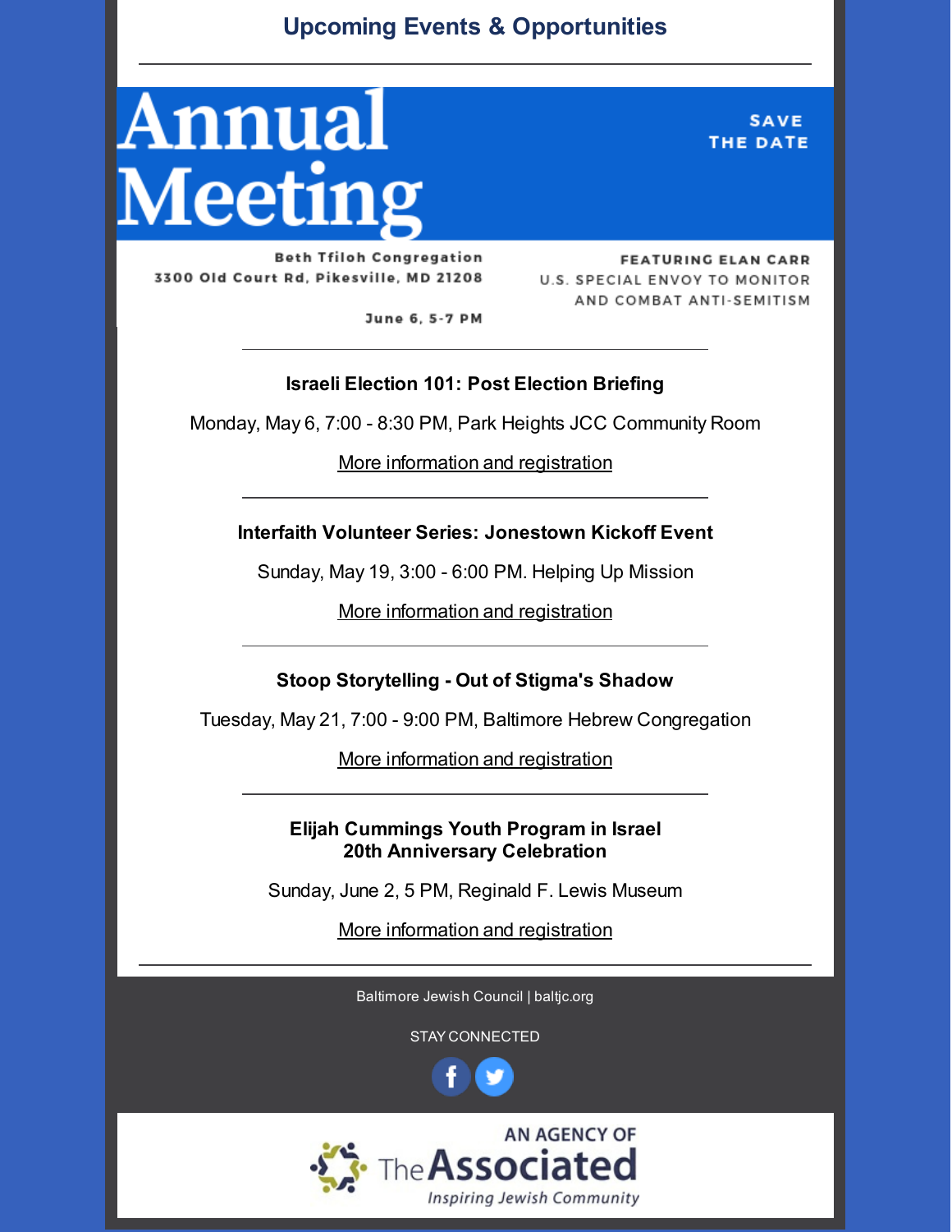## Upcoming Events & Opportunities

---

# Annual Meeting

SAVE THE DATE

Beth Tfiloh Congregation
3300 Old Court Rd, Pikesville, MD 21208

June 6, 5-7 PM

FEATURING ELAN CARR
U.S. SPECIAL ENVOY TO MONITOR AND COMBAT ANTI-SEMITISM

---

**Israeli Election 101: Post Election Briefing**

Monday, May 6, 7:00 - 8:30 PM, Park Heights JCC Community Room

More information and registration

---

**Interfaith Volunteer Series: Jonestown Kickoff Event**

Sunday, May 19, 3:00 - 6:00 PM. Helping Up Mission

More information and registration

---

**Stoop Storytelling - Out of Stigma's Shadow**

Tuesday, May 21, 7:00 - 9:00 PM, Baltimore Hebrew Congregation

More information and registration

---

**Elijah Cummings Youth Program in Israel**
**20th Anniversary Celebration**

Sunday, June 2, 5 PM, Reginald F. Lewis Museum

More information and registration

---

Baltimore Jewish Council | baltjc.org

STAY CONNECTED

AN AGENCY OF The Associated
Inspiring Jewish Community